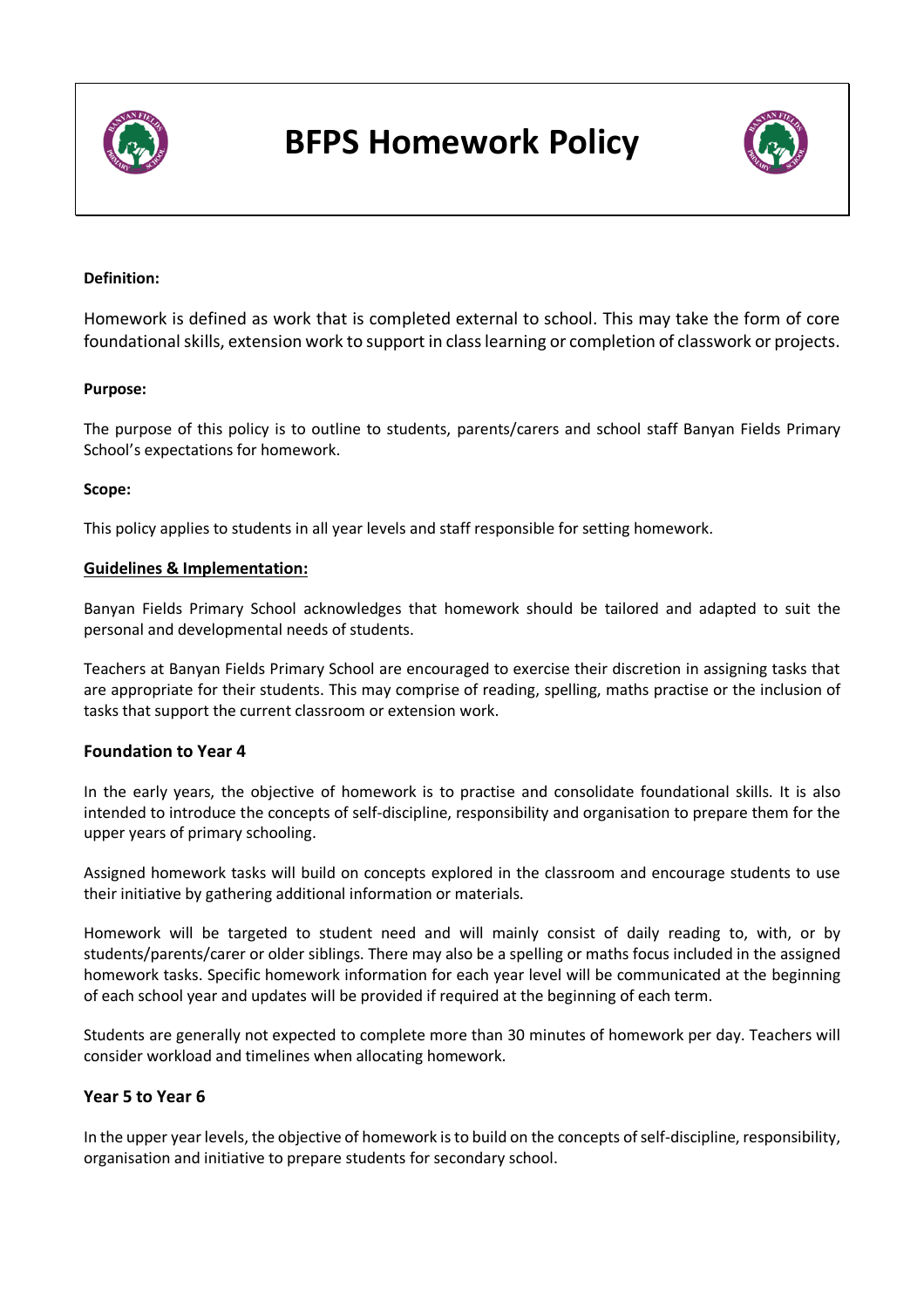# BFPS Homework Policy

**Definition:**

Homework is defined as work that is completed external to school. This may take the form of core foundational skills, extension work to support in class learning or completion of classwork or projects.

**Purpose:**

The purpose of this policy is to outline to students, parents/carers and school staff Banyan Fields Primary School's expectations for homework.

**Scope:**

This policy applies to students in all year levels and staff responsible for setting homework.

## Guidelines & Implementation:

Banyan Fields Primary School acknowledges that homework should be tailored and adapted to suit the personal and developmental needs of students.

Teachers at Banyan Fields Primary School are encouraged to exercise their discretion in assigning tasks that are appropriate for their students. This may comprise of reading, spelling, maths practise or the inclusion of tasks that support the current classroom or extension work.

### Foundation to Year 4

In the early years, the objective of homework is to practise and consolidate foundational skills. It is also intended to introduce the concepts of self-discipline, responsibility and organisation to prepare them for the upper years of primary schooling.

Assigned homework tasks will build on concepts explored in the classroom and encourage students to use their initiative by gathering additional information or materials.

Homework will be targeted to student need and will mainly consist of daily reading to, with, or by students/parents/carer or older siblings. There may also be a spelling or maths focus included in the assigned homework tasks. Specific homework information for each year level will be communicated at the beginning of each school year and updates will be provided if required at the beginning of each term.

Students are generally not expected to complete more than 30 minutes of homework per day. Teachers will consider workload and timelines when allocating homework.

### Year 5 to Year 6

In the upper year levels, the objective of homework is to build on the concepts of self-discipline, responsibility, organisation and initiative to prepare students for secondary school.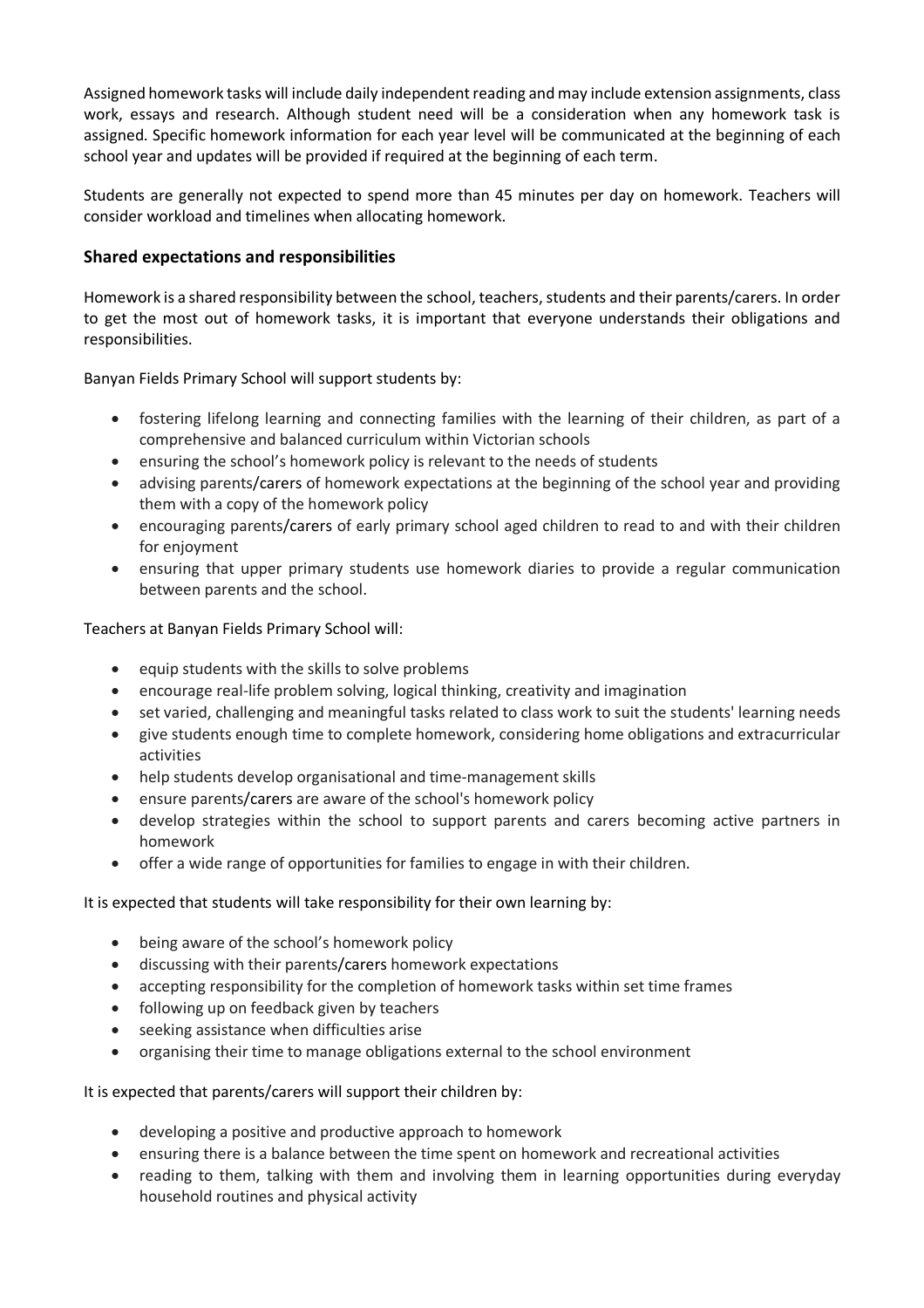Assigned homework tasks will include daily independent reading and may include extension assignments, class work, essays and research. Although student need will be a consideration when any homework task is assigned. Specific homework information for each year level will be communicated at the beginning of each school year and updates will be provided if required at the beginning of each term.

Students are generally not expected to spend more than 45 minutes per day on homework. Teachers will consider workload and timelines when allocating homework.

### Shared expectations and responsibilities

Homework is a shared responsibility between the school, teachers, students and their parents/carers. In order to get the most out of homework tasks, it is important that everyone understands their obligations and responsibilities.

Banyan Fields Primary School will support students by:

- fostering lifelong learning and connecting families with the learning of their children, as part of a comprehensive and balanced curriculum within Victorian schools
- ensuring the school's homework policy is relevant to the needs of students
- advising parents/carers of homework expectations at the beginning of the school year and providing them with a copy of the homework policy
- encouraging parents/carers of early primary school aged children to read to and with their children for enjoyment
- ensuring that upper primary students use homework diaries to provide a regular communication between parents and the school.

Teachers at Banyan Fields Primary School will:

- equip students with the skills to solve problems
- encourage real-life problem solving, logical thinking, creativity and imagination
- set varied, challenging and meaningful tasks related to class work to suit the students' learning needs
- give students enough time to complete homework, considering home obligations and extracurricular activities
- help students develop organisational and time-management skills
- ensure parents/carers are aware of the school's homework policy
- develop strategies within the school to support parents and carers becoming active partners in homework
- offer a wide range of opportunities for families to engage in with their children.

It is expected that students will take responsibility for their own learning by:

- being aware of the school's homework policy
- discussing with their parents/carers homework expectations
- accepting responsibility for the completion of homework tasks within set time frames
- following up on feedback given by teachers
- seeking assistance when difficulties arise
- organising their time to manage obligations external to the school environment

It is expected that parents/carers will support their children by:

- developing a positive and productive approach to homework
- ensuring there is a balance between the time spent on homework and recreational activities
- reading to them, talking with them and involving them in learning opportunities during everyday household routines and physical activity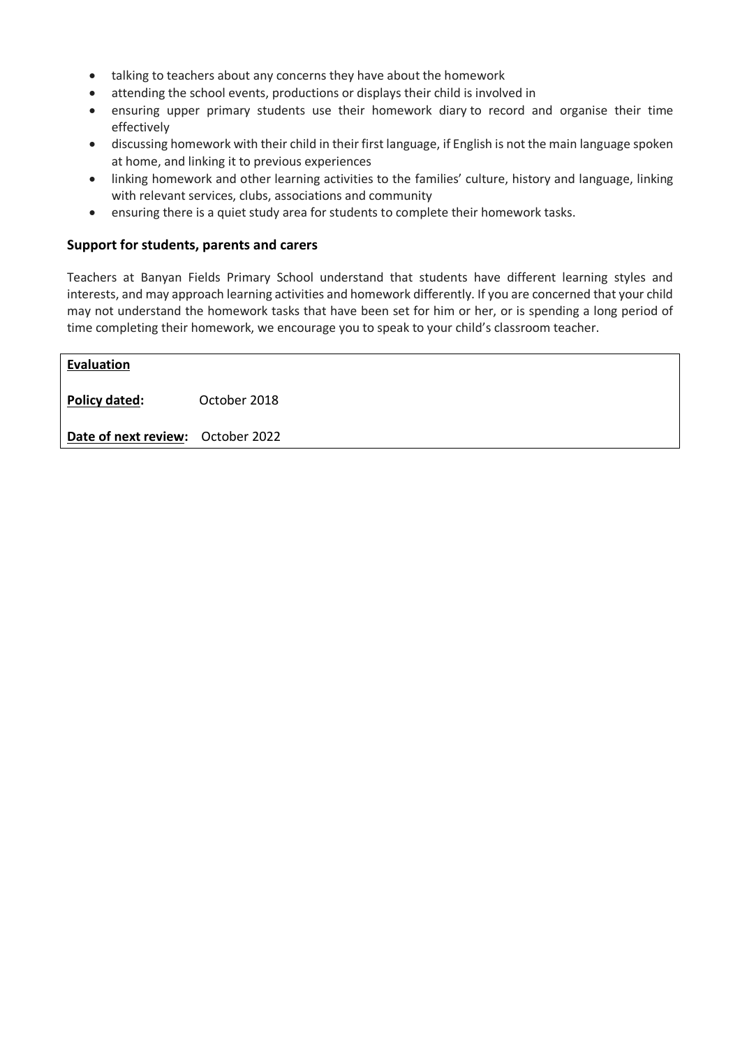- talking to teachers about any concerns they have about the homework
- attending the school events, productions or displays their child is involved in
- ensuring upper primary students use their homework diary to record and organise their time effectively
- discussing homework with their child in their first language, if English is not the main language spoken at home, and linking it to previous experiences
- linking homework and other learning activities to the families' culture, history and language, linking with relevant services, clubs, associations and community
- ensuring there is a quiet study area for students to complete their homework tasks.

### Support for students, parents and carers

Teachers at Banyan Fields Primary School understand that students have different learning styles and interests, and may approach learning activities and homework differently. If you are concerned that your child may not understand the homework tasks that have been set for him or her, or is spending a long period of time completing their homework, we encourage you to speak to your child's classroom teacher.

**Evaluation**

**Policy dated:** October 2018

**Date of next review:** October 2022